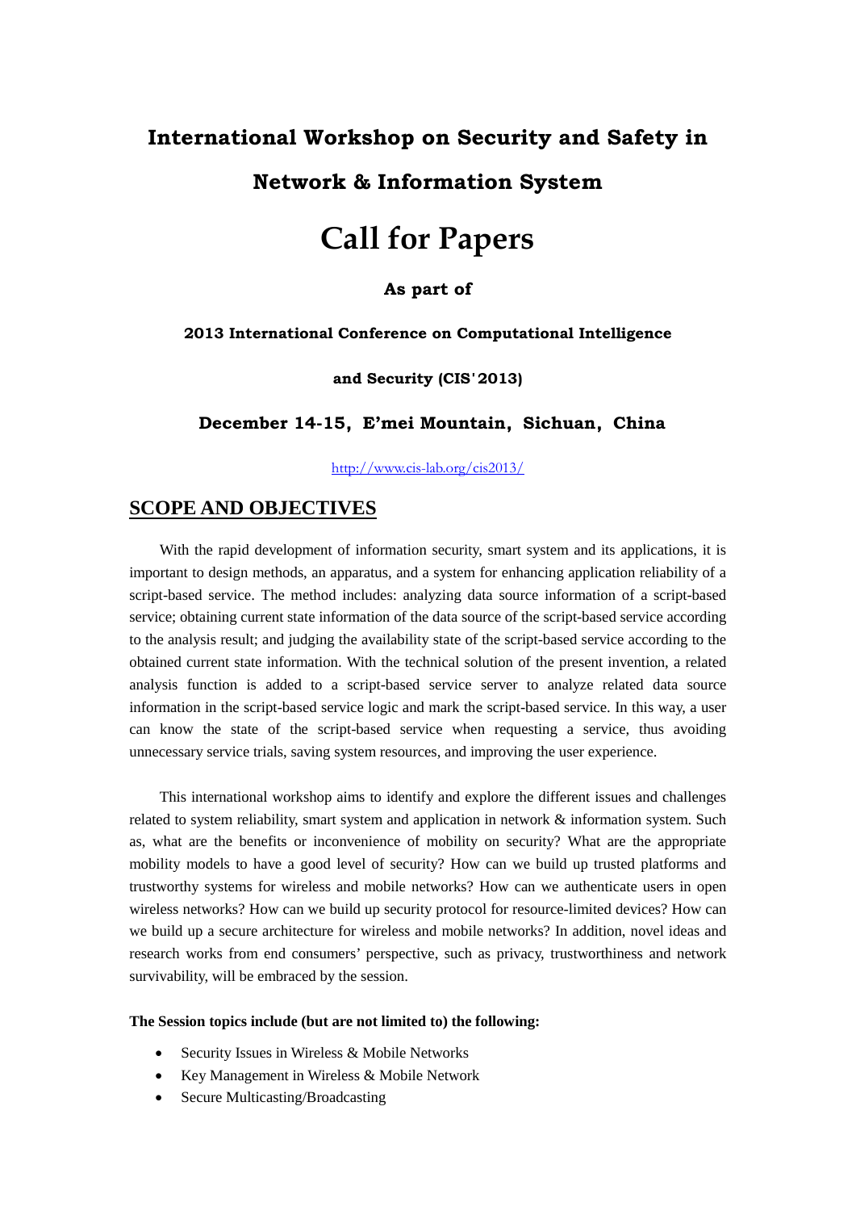# International Workshop on Security and Safety in Network & Information System

# Call for Papers

**As part of**

**2013 International Conference on Computational Intelligence and Security (CIS'2013)**

**December 14-15, E'mei Mountain, Sichuan, China**

http://www.cis-lab.org/cis2013/

## SCOPE AND OBJECTIVES

With the rapid development of information security, smart system and its applications, it is important to design methods, an apparatus, and a system for enhancing application reliability of a script-based service. The method includes: analyzing data source information of a script-based service; obtaining current state information of the data source of the script-based service according to the analysis result; and judging the availability state of the script-based service according to the obtained current state information. With the technical solution of the present invention, a related analysis function is added to a script-based service server to analyze related data source information in the script-based service logic and mark the script-based service. In this way, a user can know the state of the script-based service when requesting a service, thus avoiding unnecessary service trials, saving system resources, and improving the user experience.

This international workshop aims to identify and explore the different issues and challenges related to system reliability, smart system and application in network & information system. Such as, what are the benefits or inconvenience of mobility on security? What are the appropriate mobility models to have a good level of security? How can we build up trusted platforms and trustworthy systems for wireless and mobile networks? How can we authenticate users in open wireless networks? How can we build up security protocol for resource-limited devices? How can we build up a secure architecture for wireless and mobile networks? In addition, novel ideas and research works from end consumers' perspective, such as privacy, trustworthiness and network survivability, will be embraced by the session.

**The Session topics include (but are not limited to) the following:**

- Security Issues in Wireless & Mobile Networks
- Key Management in Wireless & Mobile Network
- Secure Multicasting/Broadcasting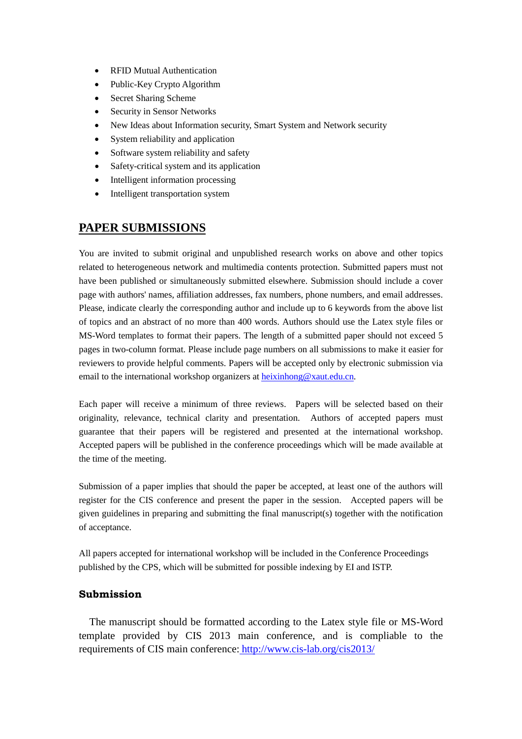- RFID Mutual Authentication
- Public-Key Crypto Algorithm
- Secret Sharing Scheme
- Security in Sensor Networks
- New Ideas about Information security, Smart System and Network security
- System reliability and application
- Software system reliability and safety
- Safety-critical system and its application
- Intelligent information processing
- Intelligent transportation system

## PAPER SUBMISSIONS

You are invited to submit original and unpublished research works on above and other topics related to heterogeneous network and multimedia contents protection. Submitted papers must not have been published or simultaneously submitted elsewhere. Submission should include a cover page with authors' names, affiliation addresses, fax numbers, phone numbers, and email addresses. Please, indicate clearly the corresponding author and include up to 6 keywords from the above list of topics and an abstract of no more than 400 words. Authors should use the Latex style files or MS-Word templates to format their papers. The length of a submitted paper should not exceed 5 pages in two-column format. Please include page numbers on all submissions to make it easier for reviewers to provide helpful comments. Papers will be accepted only by electronic submission via email to the international workshop organizers at heixinhong@xaut.edu.cn.

Each paper will receive a minimum of three reviews. Papers will be selected based on their originality, relevance, technical clarity and presentation. Authors of accepted papers must guarantee that their papers will be registered and presented at the international workshop. Accepted papers will be published in the conference proceedings which will be made available at the time of the meeting.

Submission of a paper implies that should the paper be accepted, at least one of the authors will register for the CIS conference and present the paper in the session. Accepted papers will be given guidelines in preparing and submitting the final manuscript(s) together with the notification of acceptance.

All papers accepted for international workshop will be included in the Conference Proceedings published by the CPS, which will be submitted for possible indexing by EI and ISTP.

### Submission

The manuscript should be formatted according to the Latex style file or MS-Word template provided by CIS 2013 main conference, and is compliable to the requirements of CIS main conference: http://www.cis-lab.org/cis2013/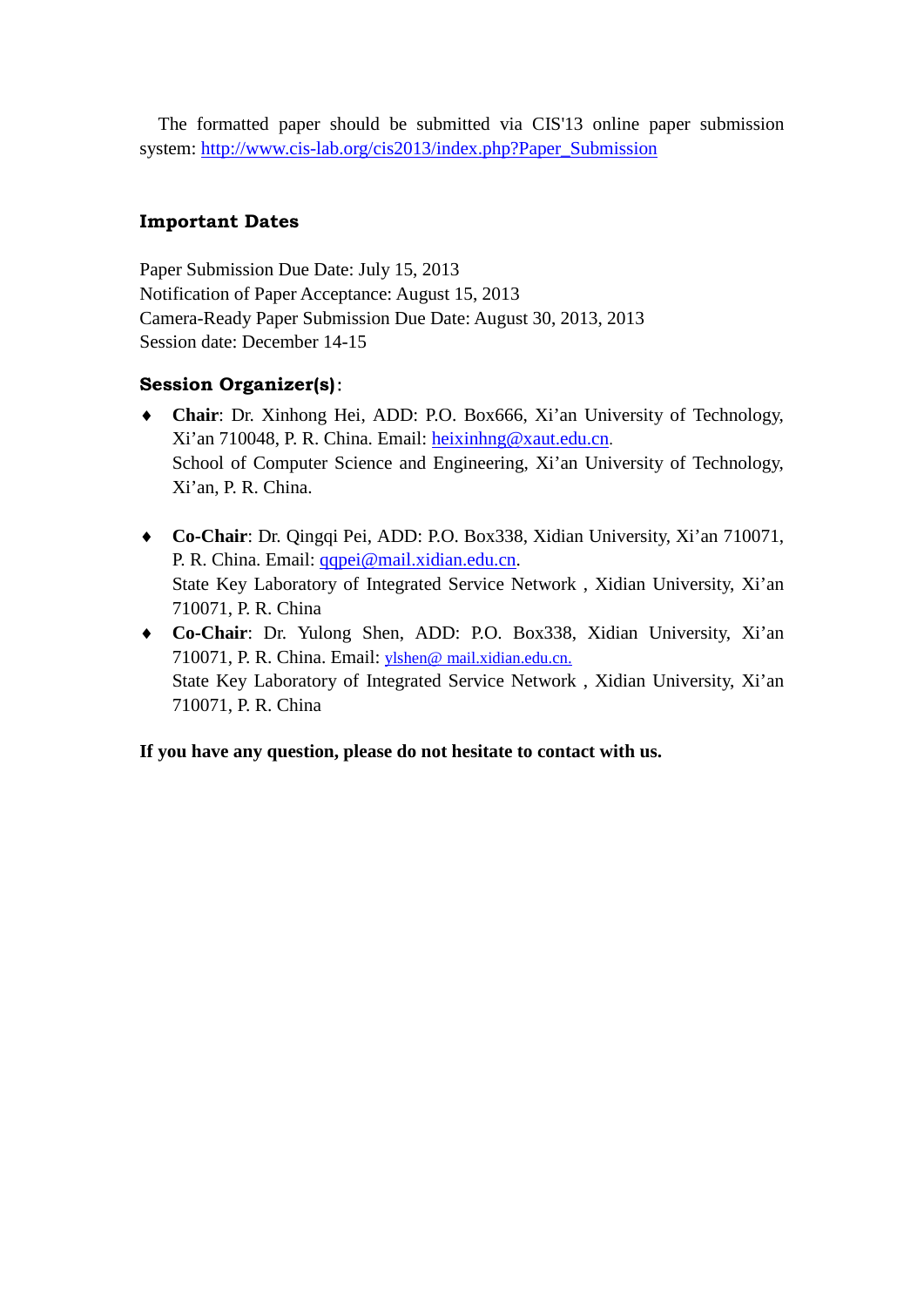The formatted paper should be submitted via CIS'13 online paper submission system: http://www.cis-lab.org/cis2013/index.php?Paper_Submission

## Important Dates

Paper Submission Due Date: July 15, 2013
Notification of Paper Acceptance: August 15, 2013
Camera-Ready Paper Submission Due Date: August 30, 2013, 2013
Session date: December 14-15

## Session Organizer(s):

- **Chair**: Dr. Xinhong Hei, ADD: P.O. Box666, Xi'an University of Technology, Xi'an 710048, P. R. China. Email: heixinhng@xaut.edu.cn.
  School of Computer Science and Engineering, Xi'an University of Technology, Xi'an, P. R. China.

- **Co-Chair**: Dr. Qingqi Pei, ADD: P.O. Box338, Xidian University, Xi'an 710071, P. R. China. Email: qqpei@mail.xidian.edu.cn.
  State Key Laboratory of Integrated Service Network , Xidian University, Xi'an 710071, P. R. China
- **Co-Chair**: Dr. Yulong Shen, ADD: P.O. Box338, Xidian University, Xi'an 710071, P. R. China. Email: ylshen@ mail.xidian.edu.cn.
  State Key Laboratory of Integrated Service Network , Xidian University, Xi'an 710071, P. R. China

**If you have any question, please do not hesitate to contact with us.**